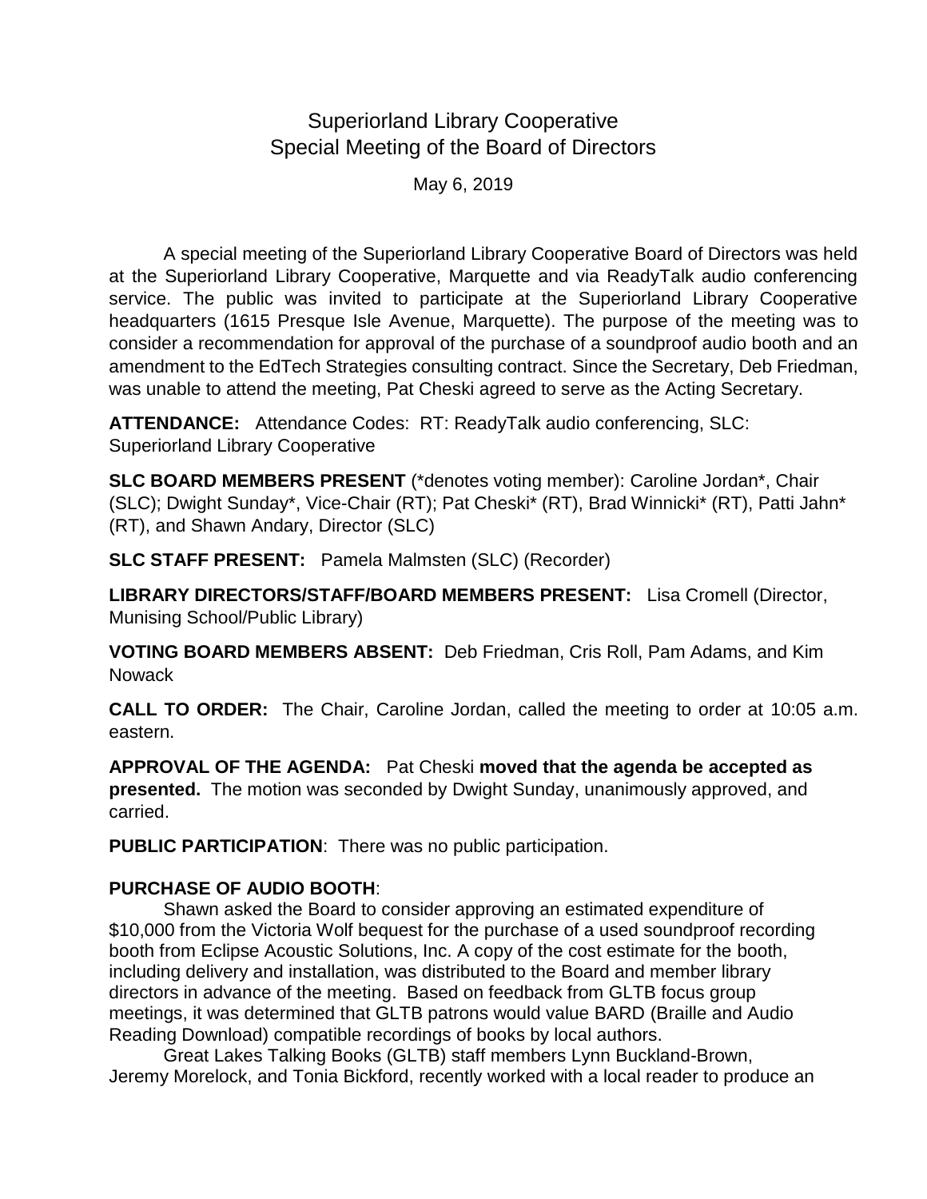# Superiorland Library Cooperative
## Special Meeting of the Board of Directors

May 6, 2019

A special meeting of the Superiorland Library Cooperative Board of Directors was held at the Superiorland Library Cooperative, Marquette and via ReadyTalk audio conferencing service. The public was invited to participate at the Superiorland Library Cooperative headquarters (1615 Presque Isle Avenue, Marquette). The purpose of the meeting was to consider a recommendation for approval of the purchase of a soundproof audio booth and an amendment to the EdTech Strategies consulting contract. Since the Secretary, Deb Friedman, was unable to attend the meeting, Pat Cheski agreed to serve as the Acting Secretary.

**ATTENDANCE:** Attendance Codes: RT: ReadyTalk audio conferencing, SLC: Superiorland Library Cooperative

**SLC BOARD MEMBERS PRESENT** (*denotes voting member): Caroline Jordan*, Chair (SLC); Dwight Sunday*, Vice-Chair (RT); Pat Cheski* (RT), Brad Winnicki* (RT), Patti Jahn* (RT), and Shawn Andary, Director (SLC)

**SLC STAFF PRESENT:** Pamela Malmsten (SLC) (Recorder)

**LIBRARY DIRECTORS/STAFF/BOARD MEMBERS PRESENT:** Lisa Cromell (Director, Munising School/Public Library)

**VOTING BOARD MEMBERS ABSENT:** Deb Friedman, Cris Roll, Pam Adams, and Kim Nowack

**CALL TO ORDER:** The Chair, Caroline Jordan, called the meeting to order at 10:05 a.m. eastern.

**APPROVAL OF THE AGENDA:** Pat Cheski **moved that the agenda be accepted as presented.** The motion was seconded by Dwight Sunday, unanimously approved, and carried.

**PUBLIC PARTICIPATION**: There was no public participation.

**PURCHASE OF AUDIO BOOTH**:

Shawn asked the Board to consider approving an estimated expenditure of $10,000 from the Victoria Wolf bequest for the purchase of a used soundproof recording booth from Eclipse Acoustic Solutions, Inc. A copy of the cost estimate for the booth, including delivery and installation, was distributed to the Board and member library directors in advance of the meeting. Based on feedback from GLTB focus group meetings, it was determined that GLTB patrons would value BARD (Braille and Audio Reading Download) compatible recordings of books by local authors.

Great Lakes Talking Books (GLTB) staff members Lynn Buckland-Brown, Jeremy Morelock, and Tonia Bickford, recently worked with a local reader to produce an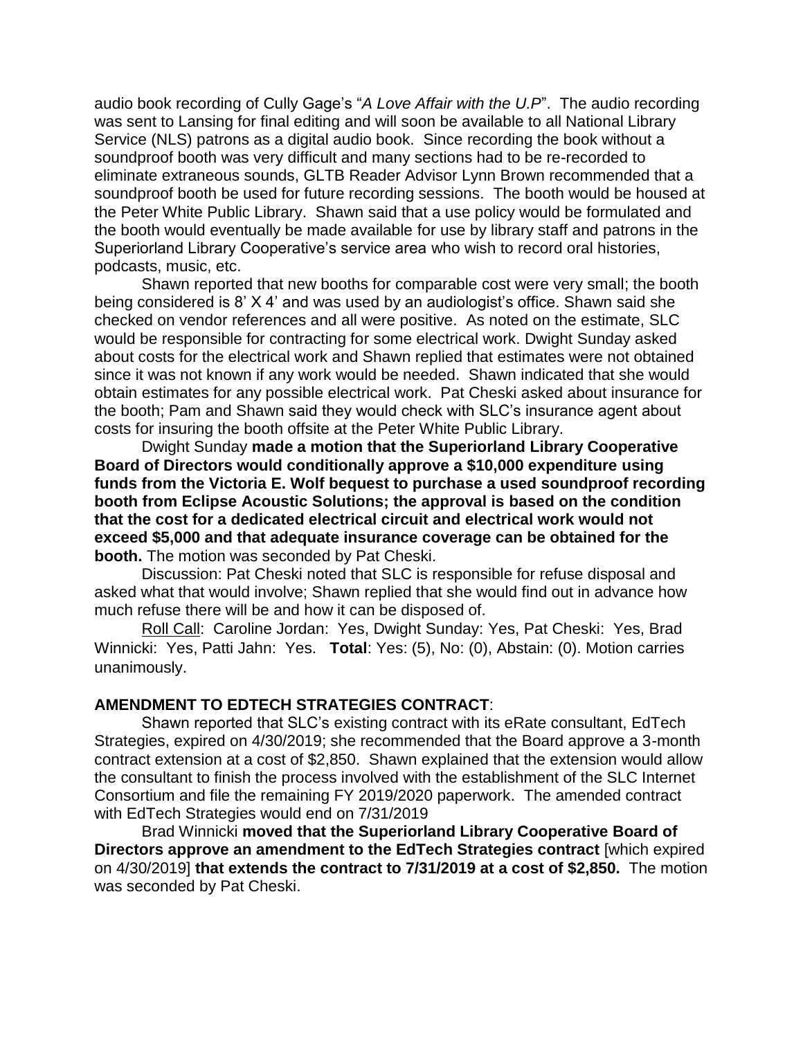audio book recording of Cully Gage's "*A Love Affair with the U.P*". The audio recording was sent to Lansing for final editing and will soon be available to all National Library Service (NLS) patrons as a digital audio book. Since recording the book without a soundproof booth was very difficult and many sections had to be re-recorded to eliminate extraneous sounds, GLTB Reader Advisor Lynn Brown recommended that a soundproof booth be used for future recording sessions. The booth would be housed at the Peter White Public Library. Shawn said that a use policy would be formulated and the booth would eventually be made available for use by library staff and patrons in the Superiorland Library Cooperative's service area who wish to record oral histories, podcasts, music, etc.

Shawn reported that new booths for comparable cost were very small; the booth being considered is 8' X 4' and was used by an audiologist's office. Shawn said she checked on vendor references and all were positive. As noted on the estimate, SLC would be responsible for contracting for some electrical work. Dwight Sunday asked about costs for the electrical work and Shawn replied that estimates were not obtained since it was not known if any work would be needed. Shawn indicated that she would obtain estimates for any possible electrical work. Pat Cheski asked about insurance for the booth; Pam and Shawn said they would check with SLC's insurance agent about costs for insuring the booth offsite at the Peter White Public Library.

Dwight Sunday **made a motion that the Superiorland Library Cooperative Board of Directors would conditionally approve a $10,000 expenditure using funds from the Victoria E. Wolf bequest to purchase a used soundproof recording booth from Eclipse Acoustic Solutions; the approval is based on the condition that the cost for a dedicated electrical circuit and electrical work would not exceed $5,000 and that adequate insurance coverage can be obtained for the booth.** The motion was seconded by Pat Cheski.

Discussion: Pat Cheski noted that SLC is responsible for refuse disposal and asked what that would involve; Shawn replied that she would find out in advance how much refuse there will be and how it can be disposed of.

Roll Call: Caroline Jordan: Yes, Dwight Sunday: Yes, Pat Cheski: Yes, Brad Winnicki: Yes, Patti Jahn: Yes. **Total**: Yes: (5), No: (0), Abstain: (0). Motion carries unanimously.

**AMENDMENT TO EDTECH STRATEGIES CONTRACT**:

Shawn reported that SLC's existing contract with its eRate consultant, EdTech Strategies, expired on 4/30/2019; she recommended that the Board approve a 3-month contract extension at a cost of $2,850. Shawn explained that the extension would allow the consultant to finish the process involved with the establishment of the SLC Internet Consortium and file the remaining FY 2019/2020 paperwork. The amended contract with EdTech Strategies would end on 7/31/2019

Brad Winnicki **moved that the Superiorland Library Cooperative Board of Directors approve an amendment to the EdTech Strategies contract** [which expired on 4/30/2019] **that extends the contract to 7/31/2019 at a cost of $2,850.** The motion was seconded by Pat Cheski.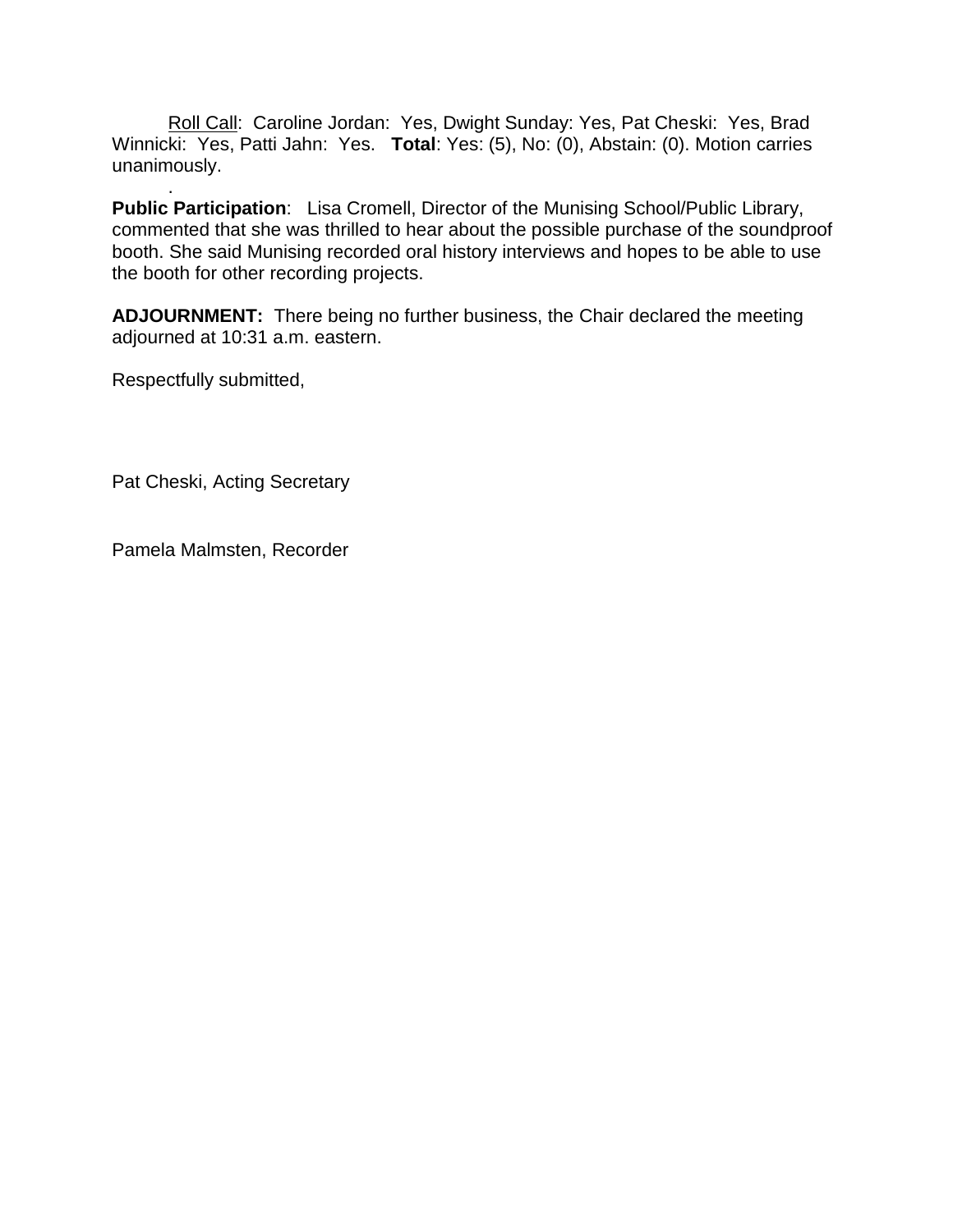Roll Call: Caroline Jordan: Yes, Dwight Sunday: Yes, Pat Cheski: Yes, Brad Winnicki: Yes, Patti Jahn: Yes. **Total**: Yes: (5), No: (0), Abstain: (0). Motion carries unanimously.

.

**Public Participation**: Lisa Cromell, Director of the Munising School/Public Library, commented that she was thrilled to hear about the possible purchase of the soundproof booth. She said Munising recorded oral history interviews and hopes to be able to use the booth for other recording projects.

**ADJOURNMENT:** There being no further business, the Chair declared the meeting adjourned at 10:31 a.m. eastern.

Respectfully submitted,

Pat Cheski, Acting Secretary

Pamela Malmsten, Recorder